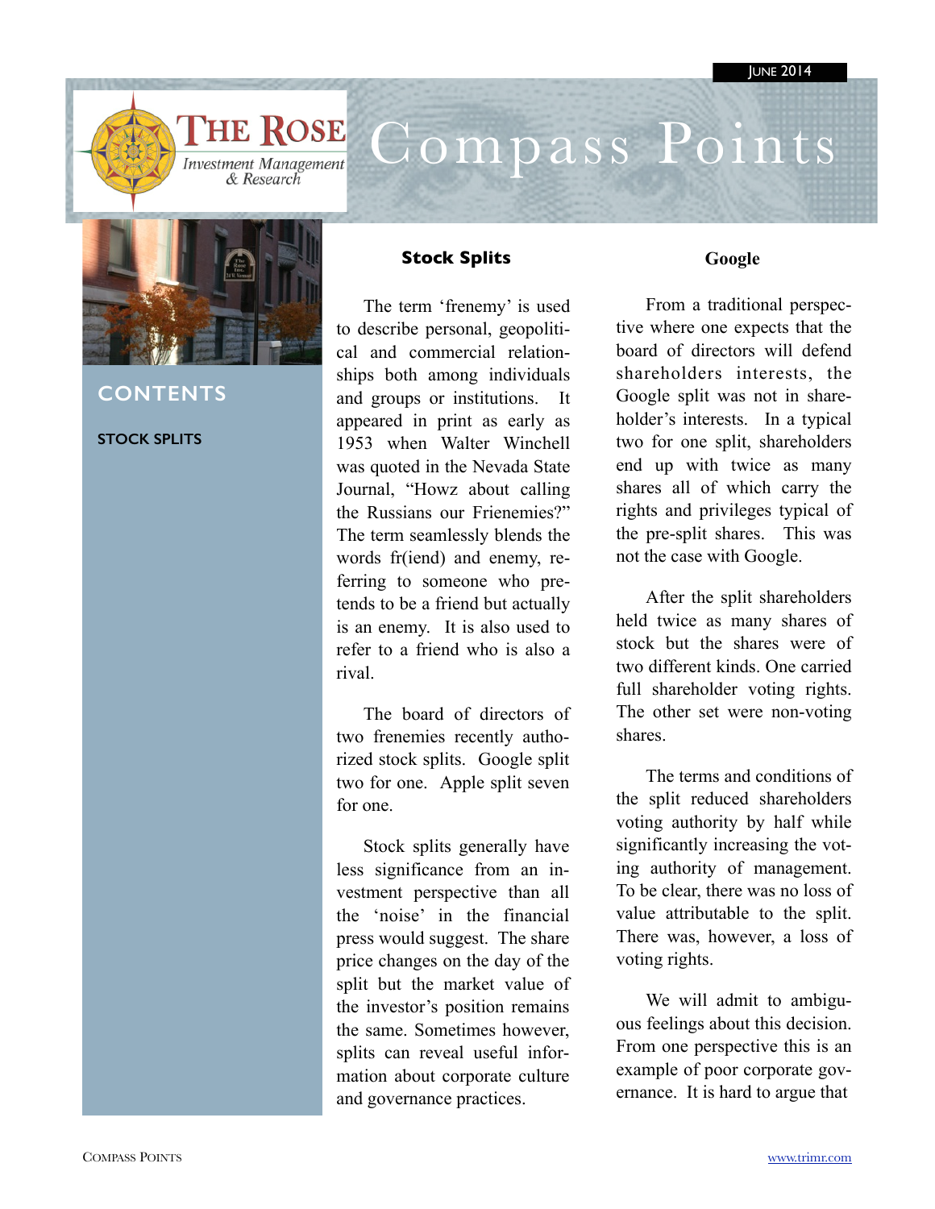JUNE 2014

# Compass Points

The Rose Investment Management & Research

## CONTENTS

STOCK SPLITS

## Stock Splits

The term 'frenemy' is used to describe personal, geopolitical and commercial relationships both among individuals and groups or institutions. It appeared in print as early as 1953 when Walter Winchell was quoted in the Nevada State Journal, "Howz about calling the Russians our Frienemies?" The term seamlessly blends the words fr(iend) and enemy, referring to someone who pretends to be a friend but actually is an enemy. It is also used to refer to a friend who is also a rival.

The board of directors of two frenemies recently authorized stock splits. Google split two for one. Apple split seven for one.

Stock splits generally have less significance from an investment perspective than all the 'noise' in the financial press would suggest. The share price changes on the day of the split but the market value of the investor's position remains the same. Sometimes however, splits can reveal useful information about corporate culture and governance practices.

## Google

From a traditional perspective where one expects that the board of directors will defend shareholders interests, the Google split was not in shareholder's interests. In a typical two for one split, shareholders end up with twice as many shares all of which carry the rights and privileges typical of the pre-split shares. This was not the case with Google.

After the split shareholders held twice as many shares of stock but the shares were of two different kinds. One carried full shareholder voting rights. The other set were non-voting shares.

The terms and conditions of the split reduced shareholders voting authority by half while significantly increasing the voting authority of management. To be clear, there was no loss of value attributable to the split. There was, however, a loss of voting rights.

We will admit to ambiguous feelings about this decision. From one perspective this is an example of poor corporate governance. It is hard to argue that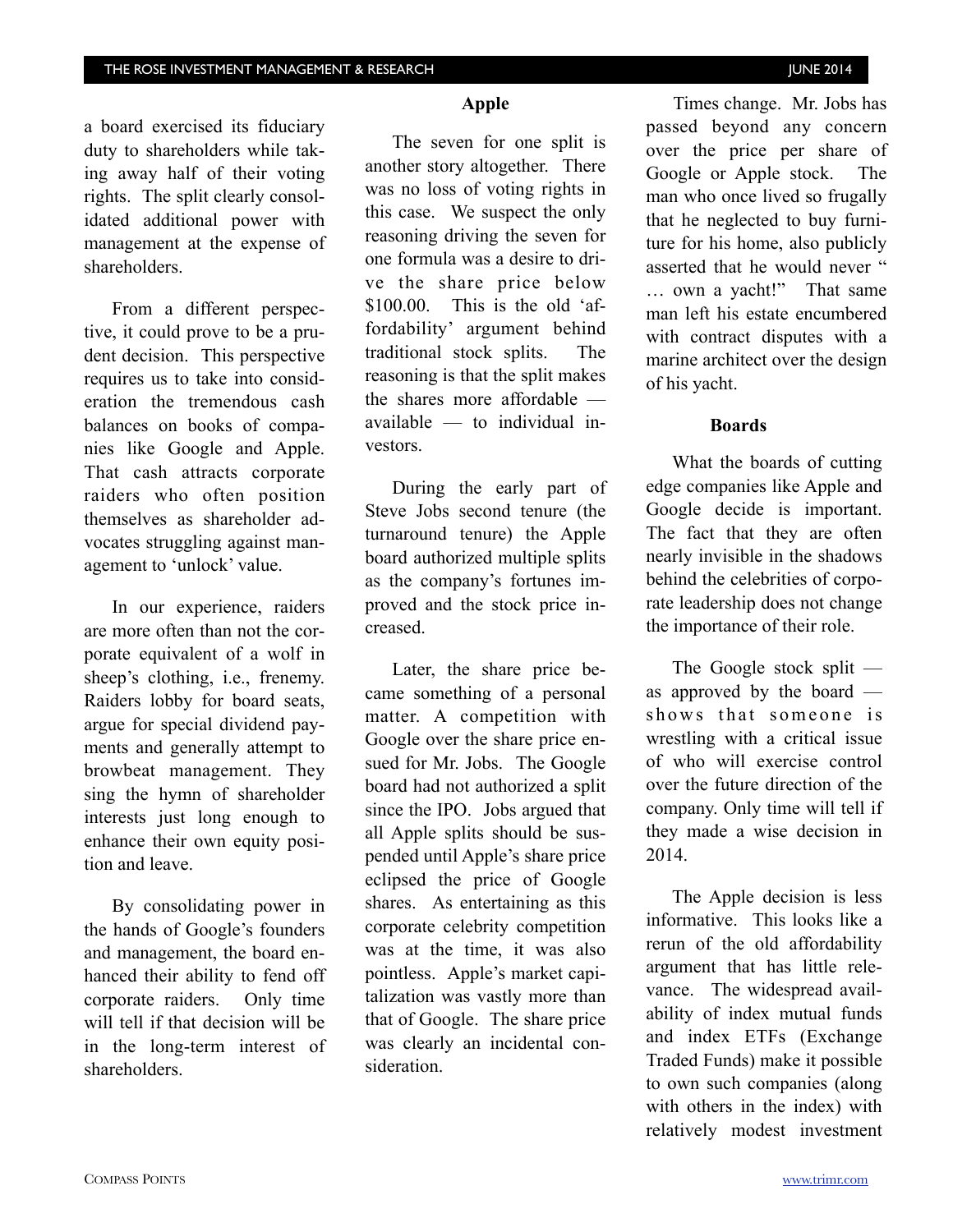a board exercised its fiduciary duty to shareholders while taking away half of their voting rights. The split clearly consolidated additional power with management at the expense of shareholders.

From a different perspective, it could prove to be a prudent decision. This perspective requires us to take into consideration the tremendous cash balances on books of companies like Google and Apple. That cash attracts corporate raiders who often position themselves as shareholder advocates struggling against management to 'unlock' value.

In our experience, raiders are more often than not the corporate equivalent of a wolf in sheep's clothing, i.e., frenemy. Raiders lobby for board seats, argue for special dividend payments and generally attempt to browbeat management. They sing the hymn of shareholder interests just long enough to enhance their own equity position and leave.

By consolidating power in the hands of Google's founders and management, the board enhanced their ability to fend off corporate raiders. Only time will tell if that decision will be in the long-term interest of shareholders.

## Apple

The seven for one split is another story altogether. There was no loss of voting rights in this case. We suspect the only reasoning driving the seven for one formula was a desire to drive the share price below \$100.00. This is the old 'affordability' argument behind traditional stock splits. The reasoning is that the split makes the shares more affordable — available — to individual investors.

During the early part of Steve Jobs second tenure (the turnaround tenure) the Apple board authorized multiple splits as the company's fortunes improved and the stock price increased.

Later, the share price became something of a personal matter. A competition with Google over the share price ensued for Mr. Jobs. The Google board had not authorized a split since the IPO. Jobs argued that all Apple splits should be suspended until Apple's share price eclipsed the price of Google shares. As entertaining as this corporate celebrity competition was at the time, it was also pointless. Apple's market capitalization was vastly more than that of Google. The share price was clearly an incidental consideration.

Times change. Mr. Jobs has passed beyond any concern over the price per share of Google or Apple stock. The man who once lived so frugally that he neglected to buy furniture for his home, also publicly asserted that he would never " … own a yacht!" That same man left his estate encumbered with contract disputes with a marine architect over the design of his yacht.

## Boards

What the boards of cutting edge companies like Apple and Google decide is important. The fact that they are often nearly invisible in the shadows behind the celebrities of corporate leadership does not change the importance of their role.

The Google stock split — as approved by the board — shows that someone is wrestling with a critical issue of who will exercise control over the future direction of the company. Only time will tell if they made a wise decision in 2014.

The Apple decision is less informative. This looks like a rerun of the old affordability argument that has little relevance. The widespread availability of index mutual funds and index ETFs (Exchange Traded Funds) make it possible to own such companies (along with others in the index) with relatively modest investment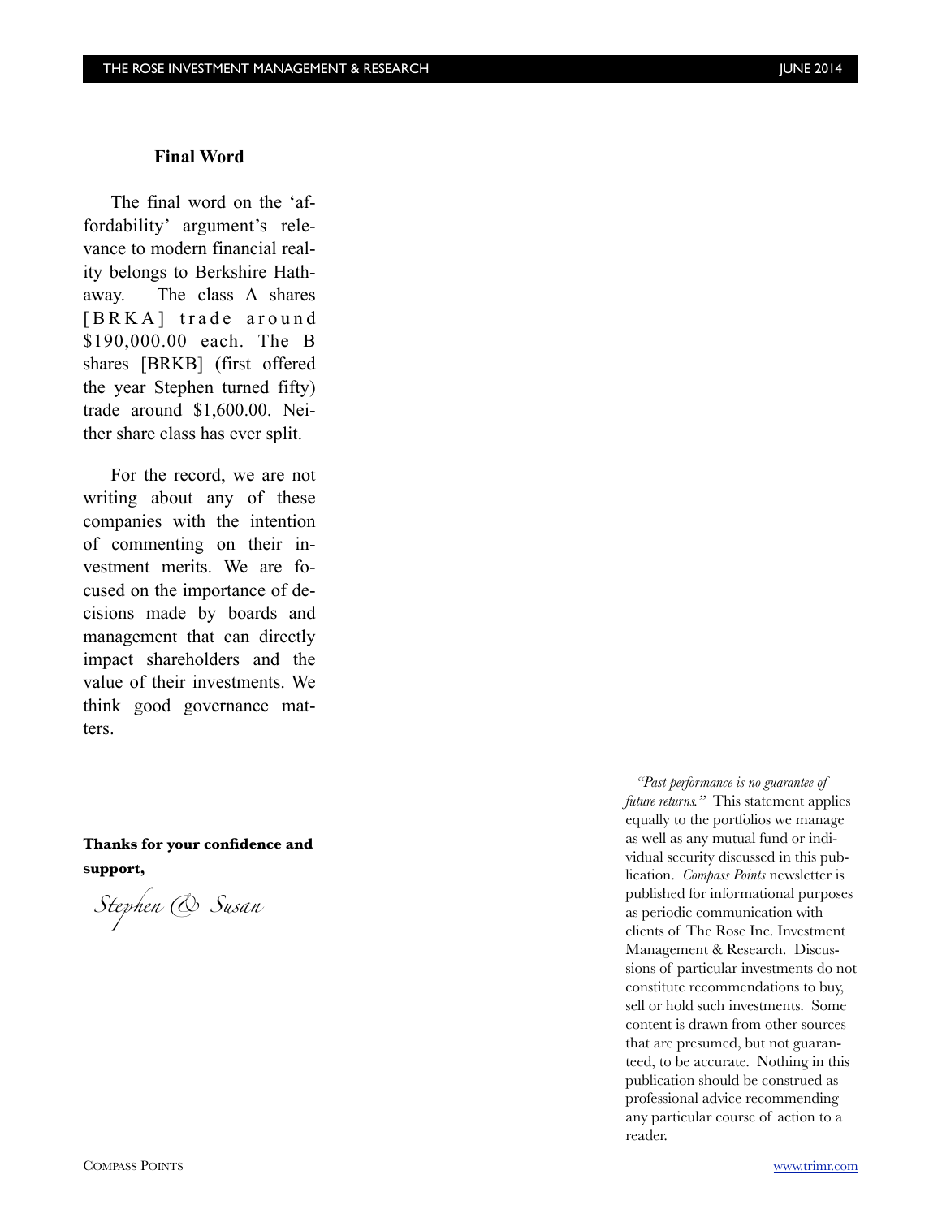### Final Word

The final word on the 'affordability' argument's relevance to modern financial reality belongs to Berkshire Hathaway. The class A shares [BRKA] trade around $190,000.00 each. The B shares [BRKB] (first offered the year Stephen turned fifty) trade around $1,600.00. Neither share class has ever split.

For the record, we are not writing about any of these companies with the intention of commenting on their investment merits. We are focused on the importance of decisions made by boards and management that can directly impact shareholders and the value of their investments. We think good governance matters.

**Thanks for your confidence and support,**

*Stephen & Susan*

*"Past performance is no guarantee of future returns."* This statement applies equally to the portfolios we manage as well as any mutual fund or individual security discussed in this publication. *Compass Points* newsletter is published for informational purposes as periodic communication with clients of The Rose Inc. Investment Management & Research. Discussions of particular investments do not constitute recommendations to buy, sell or hold such investments. Some content is drawn from other sources that are presumed, but not guaranteed, to be accurate. Nothing in this publication should be construed as professional advice recommending any particular course of action to a reader.